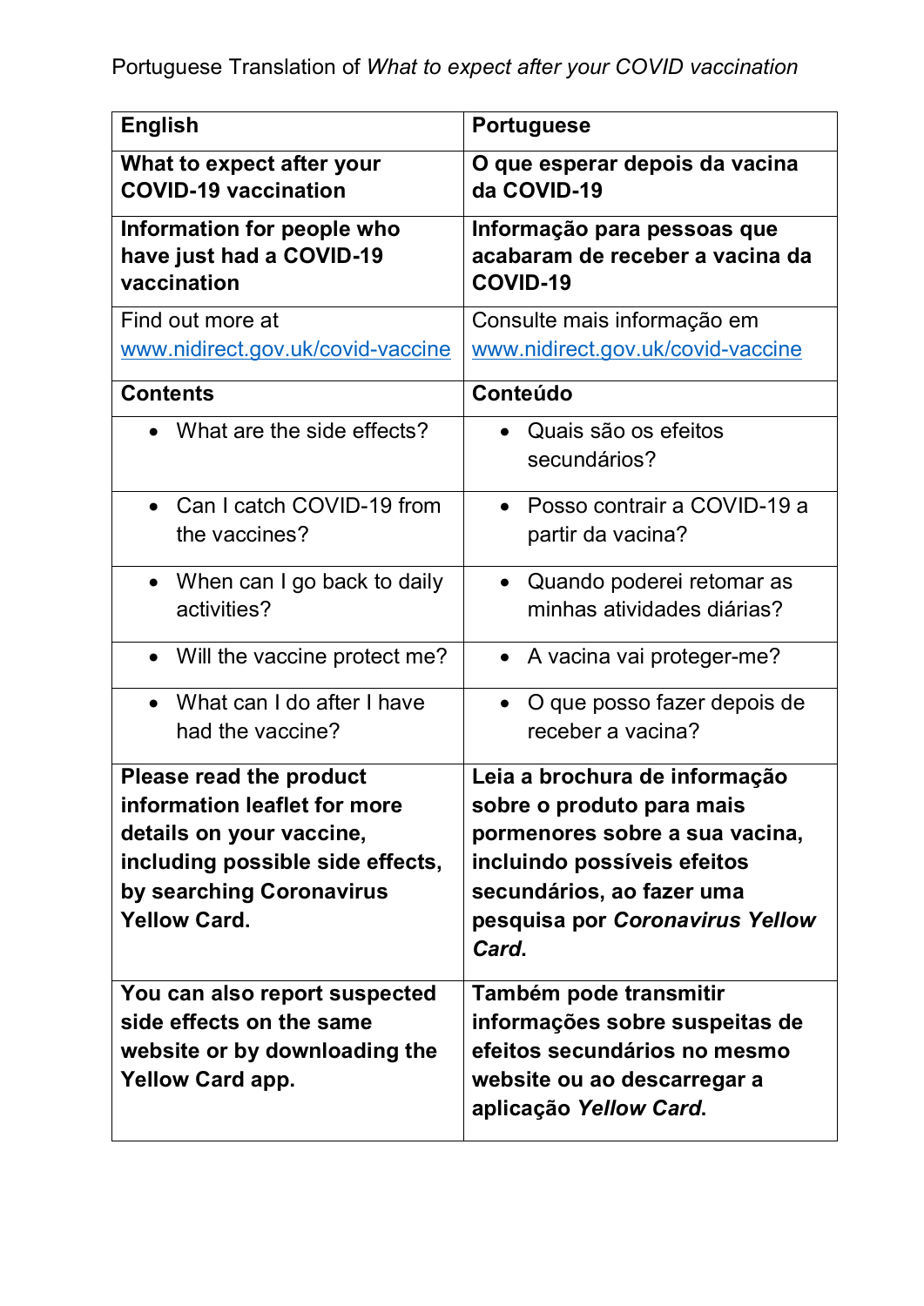Portuguese Translation of *What to expect after your COVID vaccination*

| English | Portuguese |
|---|---|
| **What to expect after your COVID-19 vaccination** | **O que esperar depois da vacina da COVID-19** |
| **Information for people who have just had a COVID-19 vaccination** | **Informação para pessoas que acabaram de receber a vacina da COVID-19** |
| Find out more at [www.nidirect.gov.uk/covid-vaccine](http://www.nidirect.gov.uk/covid-vaccine) | Consulte mais informação em [www.nidirect.gov.uk/covid-vaccine](http://www.nidirect.gov.uk/covid-vaccine) |
| **Contents** | **Conteúdo** |
| • What are the side effects? | • Quais são os efeitos secundários? |
| • Can I catch COVID-19 from the vaccines? | • Posso contrair a COVID-19 a partir da vacina? |
| • When can I go back to daily activities? | • Quando poderei retomar as minhas atividades diárias? |
| • Will the vaccine protect me? | • A vacina vai proteger-me? |
| • What can I do after I have had the vaccine? | • O que posso fazer depois de receber a vacina? |
| **Please read the product information leaflet for more details on your vaccine, including possible side effects, by searching Coronavirus Yellow Card.** | **Leia a brochura de informação sobre o produto para mais pormenores sobre a sua vacina, incluindo possíveis efeitos secundários, ao fazer uma pesquisa por *Coronavirus Yellow Card*.** |
| **You can also report suspected side effects on the same website or by downloading the Yellow Card app.** | **Também pode transmitir informações sobre suspeitas de efeitos secundários no mesmo website ou ao descarregar a aplicação *Yellow Card*.** |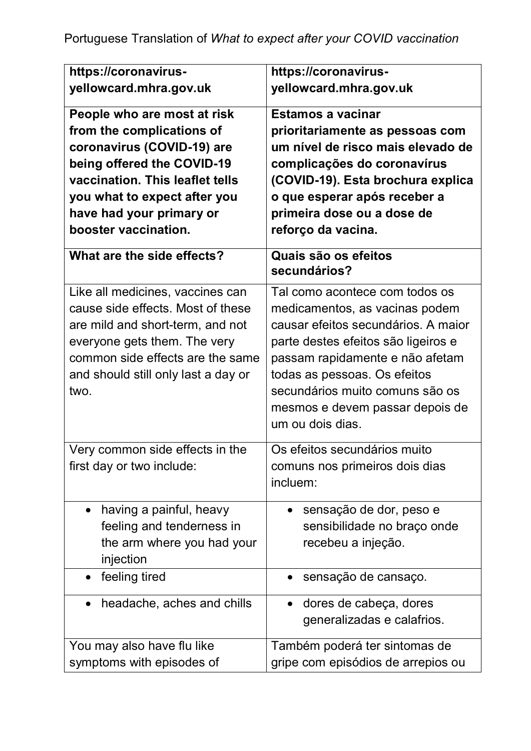Portuguese Translation of *What to expect after your COVID vaccination*

| **https://coronavirus-yellowcard.mhra.gov.uk** | **https://coronavirus-yellowcard.mhra.gov.uk** |
| --- | --- |
| **People who are most at risk from the complications of coronavirus (COVID-19) are being offered the COVID-19 vaccination. This leaflet tells you what to expect after you have had your primary or booster vaccination.** | **Estamos a vacinar prioritariamente as pessoas com um nível de risco mais elevado de complicações do coronavírus (COVID-19). Esta brochura explica o que esperar após receber a primeira dose ou a dose de reforço da vacina.** |
| **What are the side effects?** | **Quais são os efeitos secundários?** |
| Like all medicines, vaccines can cause side effects. Most of these are mild and short-term, and not everyone gets them. The very common side effects are the same and should still only last a day or two. | Tal como acontece com todos os medicamentos, as vacinas podem causar efeitos secundários. A maior parte destes efeitos são ligeiros e passam rapidamente e não afetam todas as pessoas. Os efeitos secundários muito comuns são os mesmos e devem passar depois de um ou dois dias. |
| Very common side effects in the first day or two include: | Os efeitos secundários muito comuns nos primeiros dois dias incluem: |
| • having a painful, heavy feeling and tenderness in the arm where you had your injection | • sensação de dor, peso e sensibilidade no braço onde recebeu a injeção. |
| • feeling tired | • sensação de cansaço. |
| • headache, aches and chills | • dores de cabeça, dores generalizadas e calafrios. |
| You may also have flu like symptoms with episodes of | Também poderá ter sintomas de gripe com episódios de arrepios ou |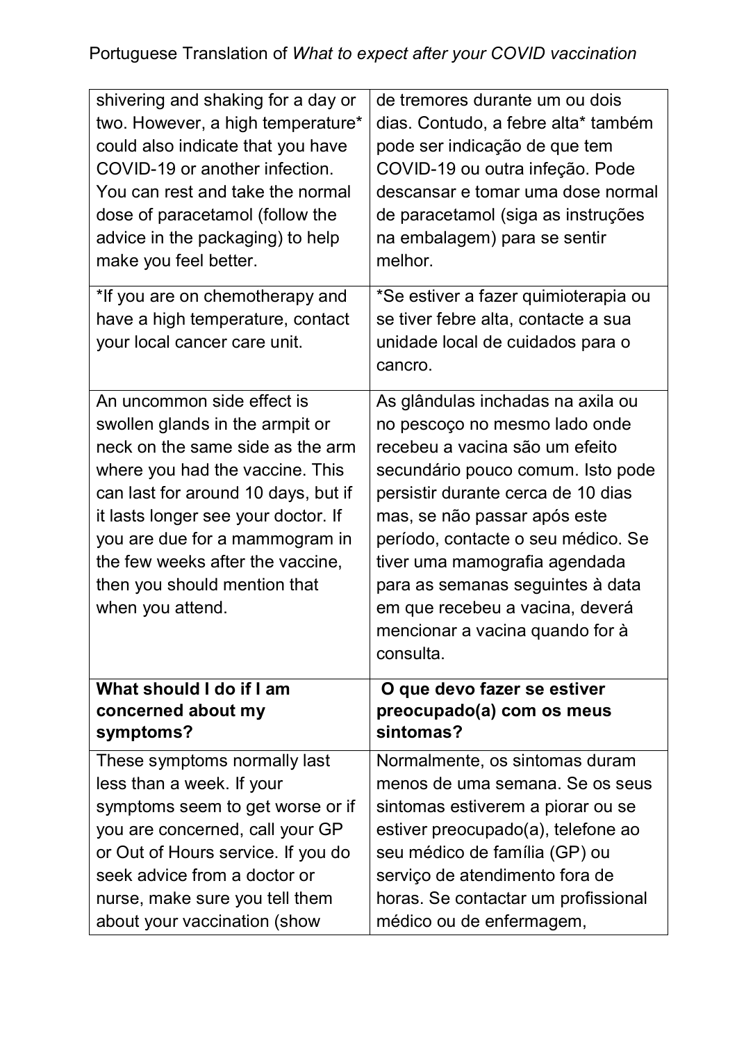| | |
|---|---|
| shivering and shaking for a day or two. However, a high temperature* could also indicate that you have COVID-19 or another infection. You can rest and take the normal dose of paracetamol (follow the advice in the packaging) to help make you feel better. | de tremores durante um ou dois dias. Contudo, a febre alta* também pode ser indicação de que tem COVID-19 ou outra infeção. Pode descansar e tomar uma dose normal de paracetamol (siga as instruções na embalagem) para se sentir melhor. |
| *If you are on chemotherapy and have a high temperature, contact your local cancer care unit. | *Se estiver a fazer quimioterapia ou se tiver febre alta, contacte a sua unidade local de cuidados para o cancro. |
| An uncommon side effect is swollen glands in the armpit or neck on the same side as the arm where you had the vaccine. This can last for around 10 days, but if it lasts longer see your doctor. If you are due for a mammogram in the few weeks after the vaccine, then you should mention that when you attend. | As glândulas inchadas na axila ou no pescoço no mesmo lado onde recebeu a vacina são um efeito secundário pouco comum. Isto pode persistir durante cerca de 10 dias mas, se não passar após este período, contacte o seu médico. Se tiver uma mamografia agendada para as semanas seguintes à data em que recebeu a vacina, deverá mencionar a vacina quando for à consulta. |
| **What should I do if I am concerned about my symptoms?** | **O que devo fazer se estiver preocupado(a) com os meus sintomas?** |
| These symptoms normally last less than a week. If your symptoms seem to get worse or if you are concerned, call your GP or Out of Hours service. If you do seek advice from a doctor or nurse, make sure you tell them about your vaccination (show | Normalmente, os sintomas duram menos de uma semana. Se os seus sintomas estiverem a piorar ou se estiver preocupado(a), telefone ao seu médico de família (GP) ou serviço de atendimento fora de horas. Se contactar um profissional médico ou de enfermagem, |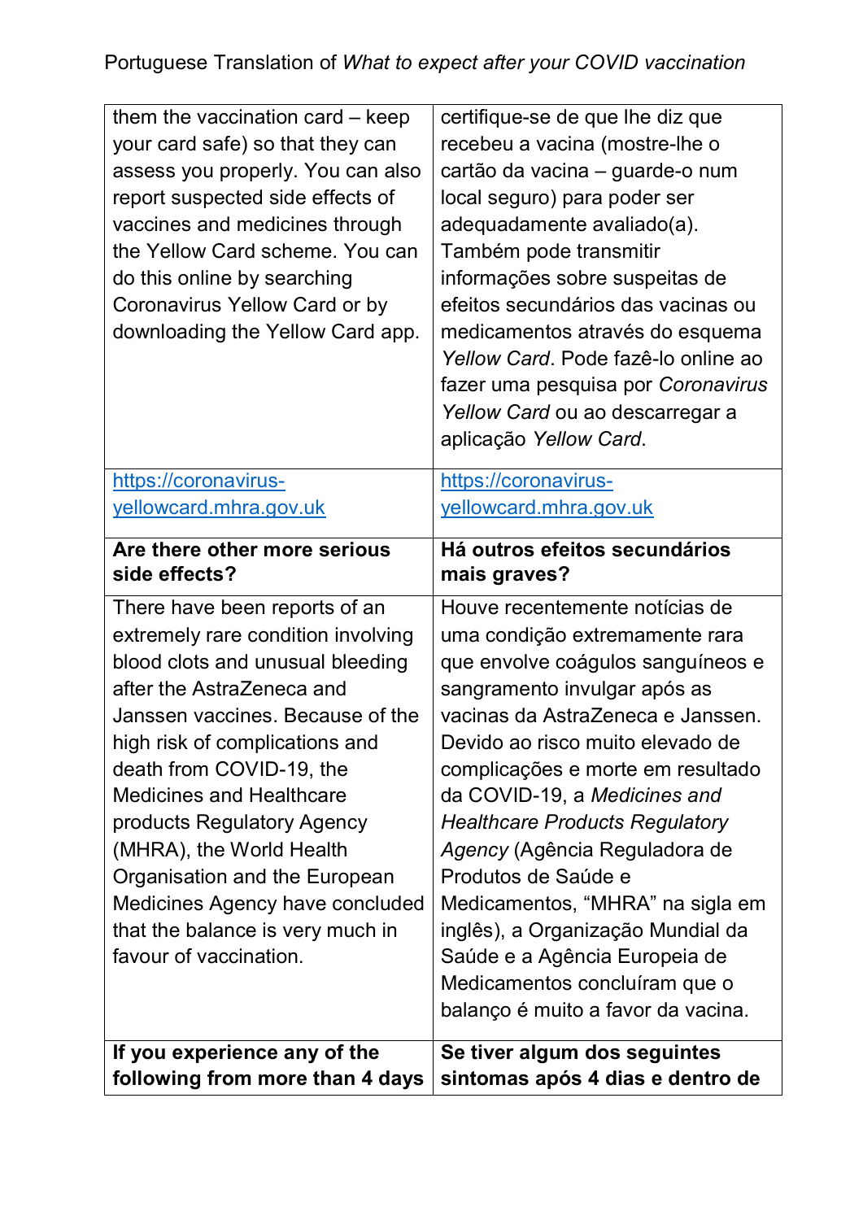| | |
|---|---|
| them the vaccination card – keep your card safe) so that they can assess you properly. You can also report suspected side effects of vaccines and medicines through the Yellow Card scheme. You can do this online by searching Coronavirus Yellow Card or by downloading the Yellow Card app. | certifique-se de que lhe diz que recebeu a vacina (mostre-lhe o cartão da vacina – guarde-o num local seguro) para poder ser adequadamente avaliado(a). Também pode transmitir informações sobre suspeitas de efeitos secundários das vacinas ou medicamentos através do esquema *Yellow Card*. Pode fazê-lo online ao fazer uma pesquisa por *Coronavirus Yellow Card* ou ao descarregar a aplicação *Yellow Card*. |
| https://coronavirus-yellowcard.mhra.gov.uk | https://coronavirus-yellowcard.mhra.gov.uk |
| **Are there other more serious side effects?** | **Há outros efeitos secundários mais graves?** |
| There have been reports of an extremely rare condition involving blood clots and unusual bleeding after the AstraZeneca and Janssen vaccines. Because of the high risk of complications and death from COVID-19, the Medicines and Healthcare products Regulatory Agency (MHRA), the World Health Organisation and the European Medicines Agency have concluded that the balance is very much in favour of vaccination. | Houve recentemente notícias de uma condição extremamente rara que envolve coágulos sanguíneos e sangramento invulgar após as vacinas da AstraZeneca e Janssen. Devido ao risco muito elevado de complicações e morte em resultado da COVID-19, a *Medicines and Healthcare Products Regulatory Agency* (Agência Reguladora de Produtos de Saúde e Medicamentos, "MHRA" na sigla em inglês), a Organização Mundial da Saúde e a Agência Europeia de Medicamentos concluíram que o balanço é muito a favor da vacina. |
| **If you experience any of the following from more than 4 days** | **Se tiver algum dos seguintes sintomas após 4 dias e dentro de** |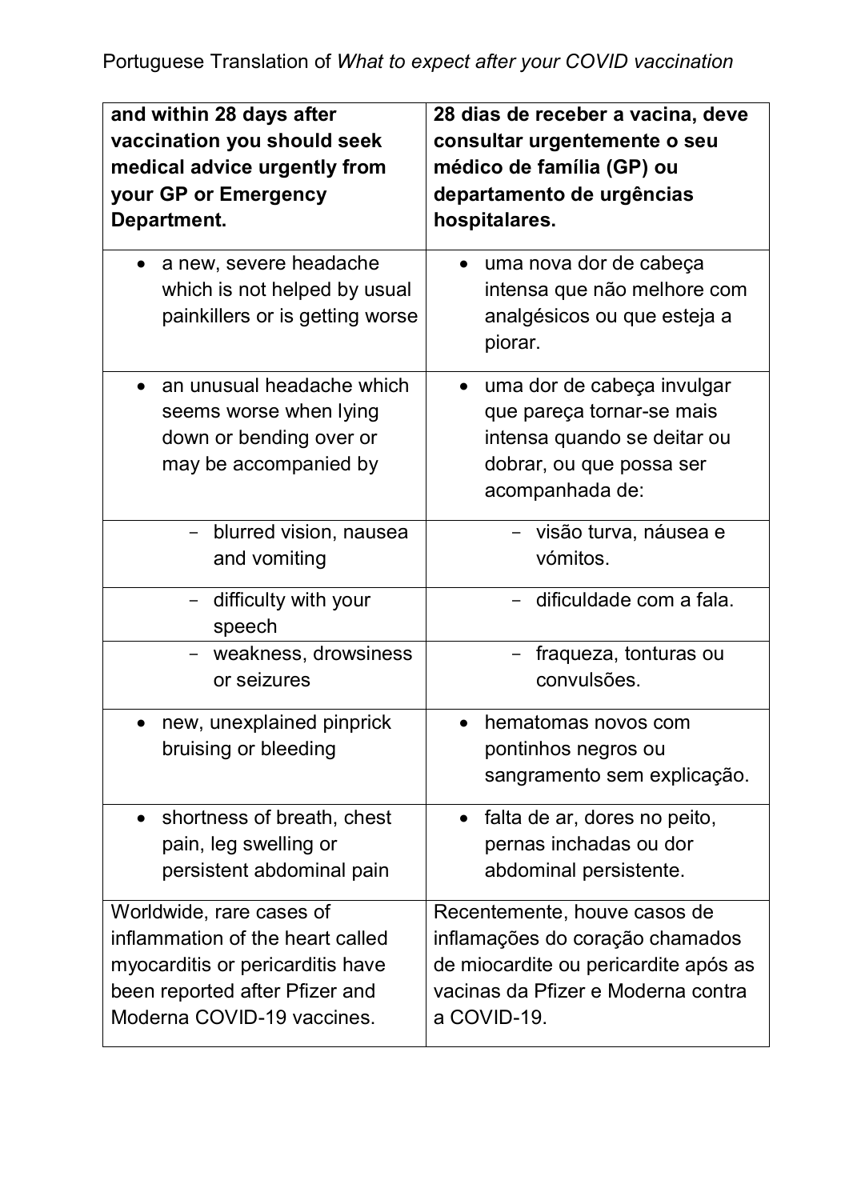| **and within 28 days after vaccination you should seek medical advice urgently from your GP or Emergency Department.** | **28 dias de receber a vacina, deve consultar urgentemente o seu médico de família (GP) ou departamento de urgências hospitalares.** |
| --- | --- |
| • a new, severe headache which is not helped by usual painkillers or is getting worse | • uma nova dor de cabeça intensa que não melhore com analgésicos ou que esteja a piorar. |
| • an unusual headache which seems worse when lying down or bending over or may be accompanied by | • uma dor de cabeça invulgar que pareça tornar-se mais intensa quando se deitar ou dobrar, ou que possa ser acompanhada de: |
| - blurred vision, nausea and vomiting | - visão turva, náusea e vómitos. |
| - difficulty with your speech | - dificuldade com a fala. |
| - weakness, drowsiness or seizures | - fraqueza, tonturas ou convulsões. |
| • new, unexplained pinprick bruising or bleeding | • hematomas novos com pontinhos negros ou sangramento sem explicação. |
| • shortness of breath, chest pain, leg swelling or persistent abdominal pain | • falta de ar, dores no peito, pernas inchadas ou dor abdominal persistente. |
| Worldwide, rare cases of inflammation of the heart called myocarditis or pericarditis have been reported after Pfizer and Moderna COVID-19 vaccines. | Recentemente, houve casos de inflamações do coração chamados de miocardite ou pericardite após as vacinas da Pfizer e Moderna contra a COVID-19. |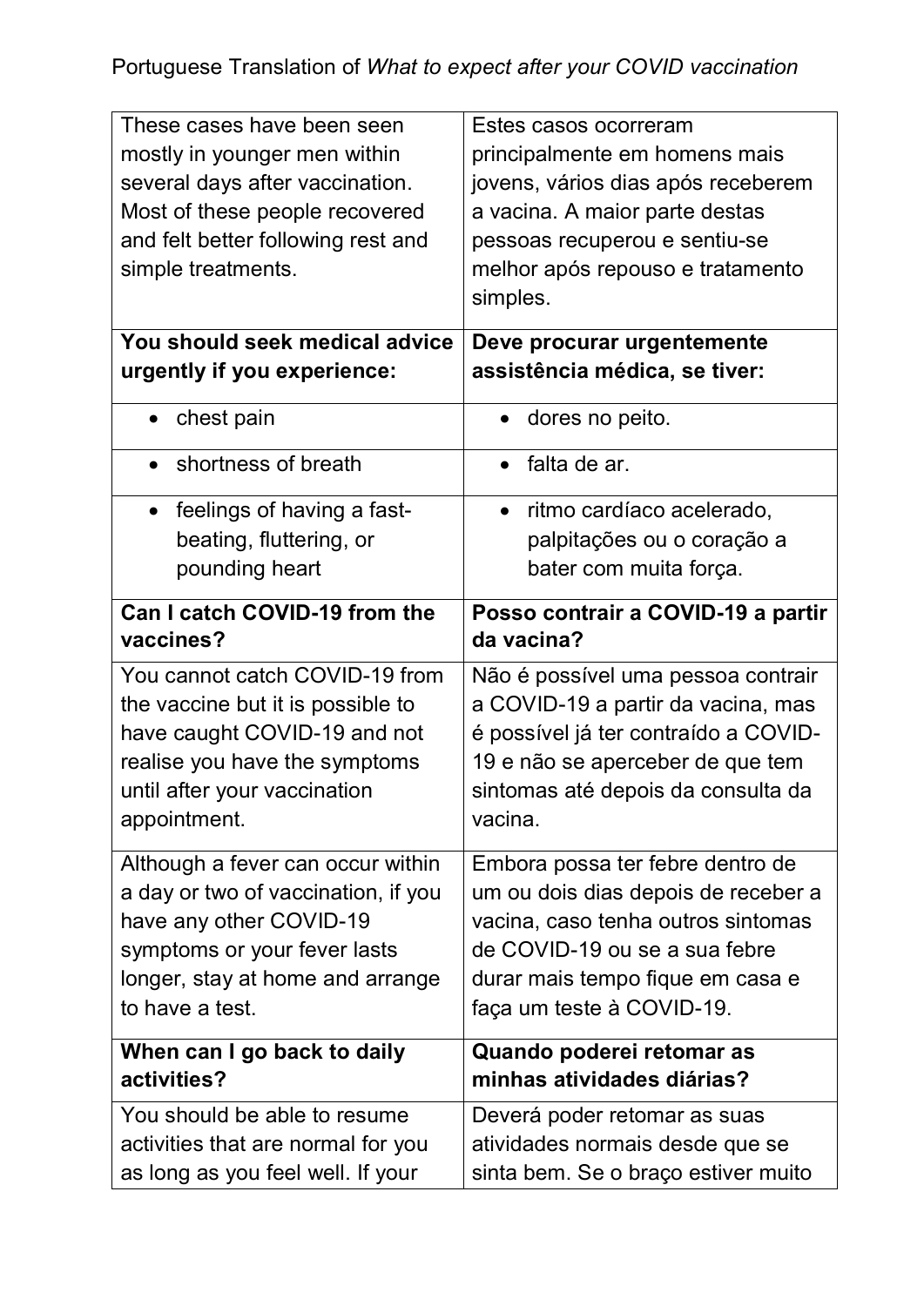| These cases have been seen mostly in younger men within several days after vaccination. Most of these people recovered and felt better following rest and simple treatments. | Estes casos ocorreram principalmente em homens mais jovens, vários dias após receberem a vacina. A maior parte destas pessoas recuperou e sentiu-se melhor após repouso e tratamento simples. |
|---|---|
| **You should seek medical advice urgently if you experience:** | **Deve procurar urgentemente assistência médica, se tiver:** |
| • chest pain | • dores no peito. |
| • shortness of breath | • falta de ar. |
| • feelings of having a fast-beating, fluttering, or pounding heart | • ritmo cardíaco acelerado, palpitações ou o coração a bater com muita força. |
| **Can I catch COVID-19 from the vaccines?** | **Posso contrair a COVID-19 a partir da vacina?** |
| You cannot catch COVID-19 from the vaccine but it is possible to have caught COVID-19 and not realise you have the symptoms until after your vaccination appointment. | Não é possível uma pessoa contrair a COVID-19 a partir da vacina, mas é possível já ter contraído a COVID-19 e não se aperceber de que tem sintomas até depois da consulta da vacina. |
| Although a fever can occur within a day or two of vaccination, if you have any other COVID-19 symptoms or your fever lasts longer, stay at home and arrange to have a test. | Embora possa ter febre dentro de um ou dois dias depois de receber a vacina, caso tenha outros sintomas de COVID-19 ou se a sua febre durar mais tempo fique em casa e faça um teste à COVID-19. |
| **When can I go back to daily activities?** | **Quando poderei retomar as minhas atividades diárias?** |
| You should be able to resume activities that are normal for you as long as you feel well. If your | Deverá poder retomar as suas atividades normais desde que se sinta bem. Se o braço estiver muito |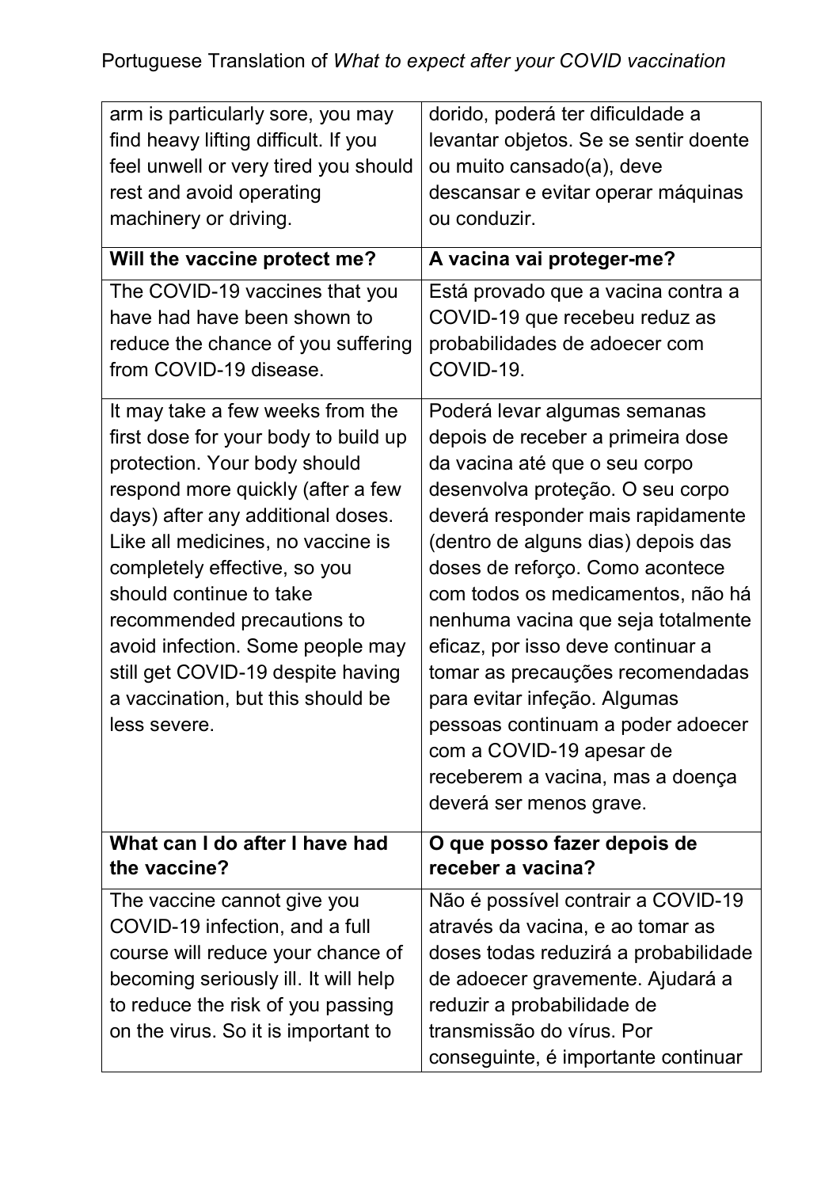| arm is particularly sore, you may find heavy lifting difficult. If you feel unwell or very tired you should rest and avoid operating machinery or driving. | dorido, poderá ter dificuldade a levantar objetos. Se se sentir doente ou muito cansado(a), deve descansar e evitar operar máquinas ou conduzir. |
|---|---|
| **Will the vaccine protect me?** | **A vacina vai proteger-me?** |
| The COVID-19 vaccines that you have had have been shown to reduce the chance of you suffering from COVID-19 disease. | Está provado que a vacina contra a COVID-19 que recebeu reduz as probabilidades de adoecer com COVID-19. |
| It may take a few weeks from the first dose for your body to build up protection. Your body should respond more quickly (after a few days) after any additional doses. Like all medicines, no vaccine is completely effective, so you should continue to take recommended precautions to avoid infection. Some people may still get COVID-19 despite having a vaccination, but this should be less severe. | Poderá levar algumas semanas depois de receber a primeira dose da vacina até que o seu corpo desenvolva proteção. O seu corpo deverá responder mais rapidamente (dentro de alguns dias) depois das doses de reforço. Como acontece com todos os medicamentos, não há nenhuma vacina que seja totalmente eficaz, por isso deve continuar a tomar as precauções recomendadas para evitar infeção. Algumas pessoas continuam a poder adoecer com a COVID-19 apesar de receberem a vacina, mas a doença deverá ser menos grave. |
| **What can I do after I have had the vaccine?** | **O que posso fazer depois de receber a vacina?** |
| The vaccine cannot give you COVID-19 infection, and a full course will reduce your chance of becoming seriously ill. It will help to reduce the risk of you passing on the virus. So it is important to | Não é possível contrair a COVID-19 através da vacina, e ao tomar as doses todas reduzirá a probabilidade de adoecer gravemente. Ajudará a reduzir a probabilidade de transmissão do vírus. Por conseguinte, é importante continuar |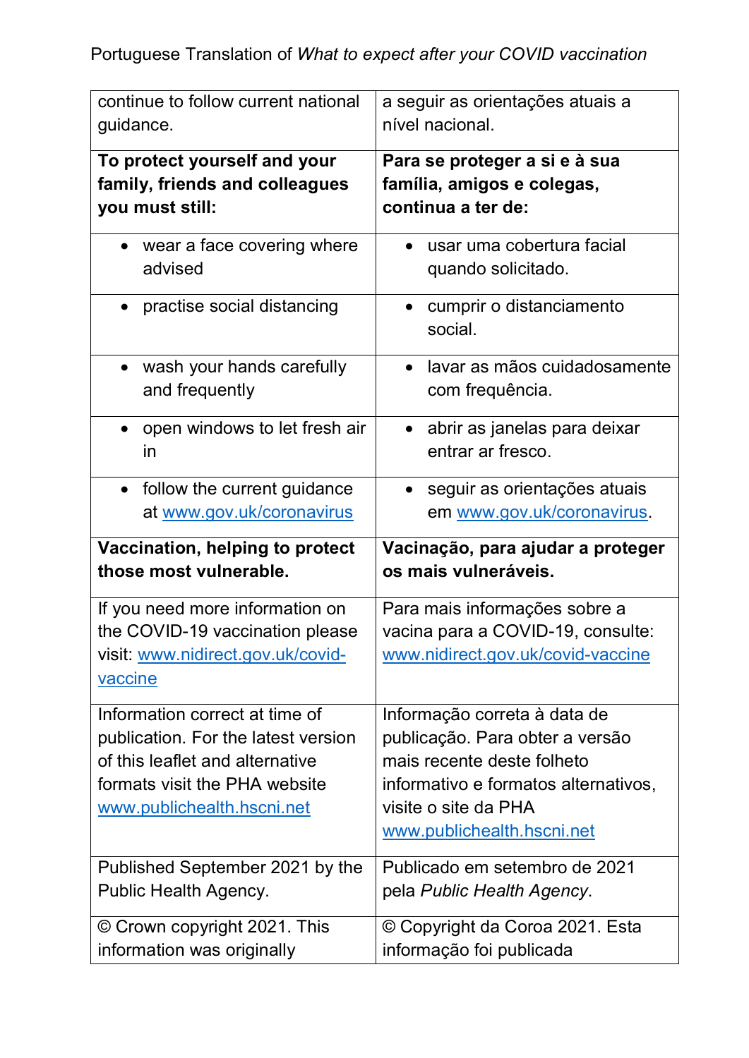| continue to follow current national guidance. | a seguir as orientações atuais a nível nacional. |
|---|---|
| **To protect yourself and your family, friends and colleagues you must still:** | **Para se proteger a si e à sua família, amigos e colegas, continua a ter de:** |
| • wear a face covering where advised | • usar uma cobertura facial quando solicitado. |
| • practise social distancing | • cumprir o distanciamento social. |
| • wash your hands carefully and frequently | • lavar as mãos cuidadosamente com frequência. |
| • open windows to let fresh air in | • abrir as janelas para deixar entrar ar fresco. |
| • follow the current guidance at www.gov.uk/coronavirus | • seguir as orientações atuais em www.gov.uk/coronavirus. |
| **Vaccination, helping to protect those most vulnerable.** | **Vacinação, para ajudar a proteger os mais vulneráveis.** |
| If you need more information on the COVID-19 vaccination please visit: www.nidirect.gov.uk/covid-vaccine | Para mais informações sobre a vacina para a COVID-19, consulte: www.nidirect.gov.uk/covid-vaccine |
| Information correct at time of publication. For the latest version of this leaflet and alternative formats visit the PHA website www.publichealth.hscni.net | Informação correta à data de publicação. Para obter a versão mais recente deste folheto informativo e formatos alternativos, visite o site da PHA www.publichealth.hscni.net |
| Published September 2021 by the Public Health Agency. | Publicado em setembro de 2021 pela *Public Health Agency*. |
| © Crown copyright 2021. This information was originally | © Copyright da Coroa 2021. Esta informação foi publicada |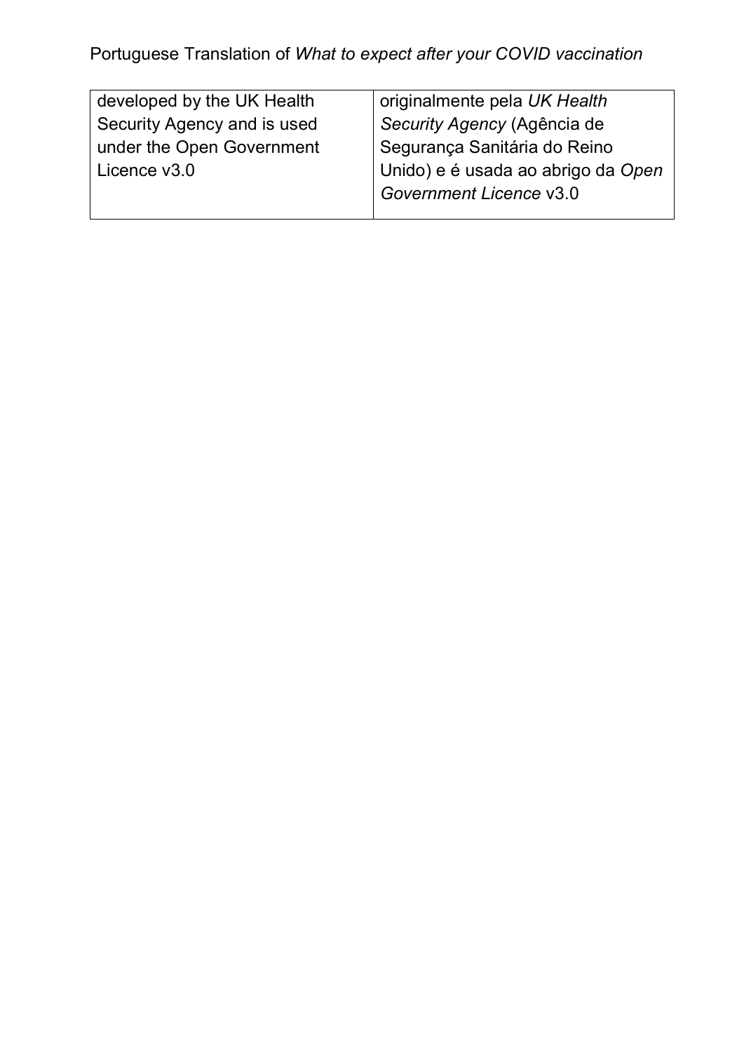| | |
|---|---|
| developed by the UK Health Security Agency and is used under the Open Government Licence v3.0 | originalmente pela *UK Health Security Agency* (Agência de Segurança Sanitária do Reino Unido) e é usada ao abrigo da *Open Government Licence* v3.0 |